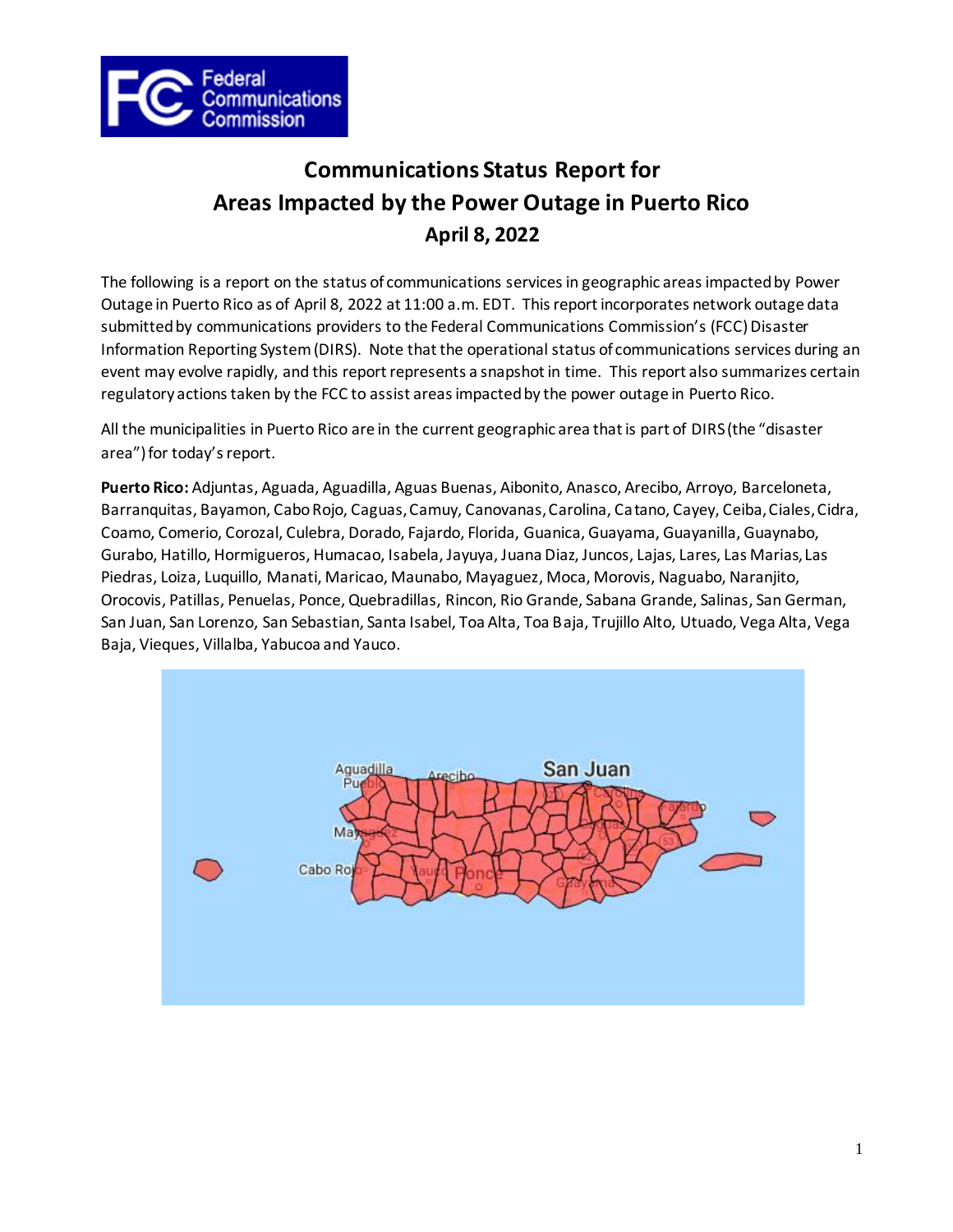# Communications Status Report for Areas Impacted by the Power Outage in Puerto Rico

## April 8, 2022

The following is a report on the status of communications services in geographic areas impacted by Power Outage in Puerto Rico as of April 8, 2022 at 11:00 a.m. EDT. This report incorporates network outage data submitted by communications providers to the Federal Communications Commission's (FCC) Disaster Information Reporting System (DIRS). Note that the operational status of communications services during an event may evolve rapidly, and this report represents a snapshot in time. This report also summarizes certain regulatory actions taken by the FCC to assist areas impacted by the power outage in Puerto Rico.

All the municipalities in Puerto Rico are in the current geographic area that is part of DIRS (the "disaster area") for today's report.

**Puerto Rico:** Adjuntas, Aguada, Aguadilla, Aguas Buenas, Aibonito, Anasco, Arecibo, Arroyo, Barceloneta, Barranquitas, Bayamon, Cabo Rojo, Caguas, Camuy, Canovanas, Carolina, Catano, Cayey, Ceiba, Ciales, Cidra, Coamo, Comerio, Corozal, Culebra, Dorado, Fajardo, Florida, Guanica, Guayama, Guayanilla, Guaynabo, Gurabo, Hatillo, Hormigueros, Humacao, Isabela, Jayuya, Juana Diaz, Juncos, Lajas, Lares, Las Marias, Las Piedras, Loiza, Luquillo, Manati, Maricao, Maunabo, Mayaguez, Moca, Morovis, Naguabo, Naranjito, Orocovis, Patillas, Penuelas, Ponce, Quebradillas, Rincon, Rio Grande, Sabana Grande, Salinas, San German, San Juan, San Lorenzo, San Sebastian, Santa Isabel, Toa Alta, Toa Baja, Trujillo Alto, Utuado, Vega Alta, Vega Baja, Vieques, Villalba, Yabucoa and Yauco.

Aguadilla
Pueblo
Arecibo
San Juan
Carolina
Fajardo
Mayagüez
Cabo Rojo
Yauco
Ponce
Guayama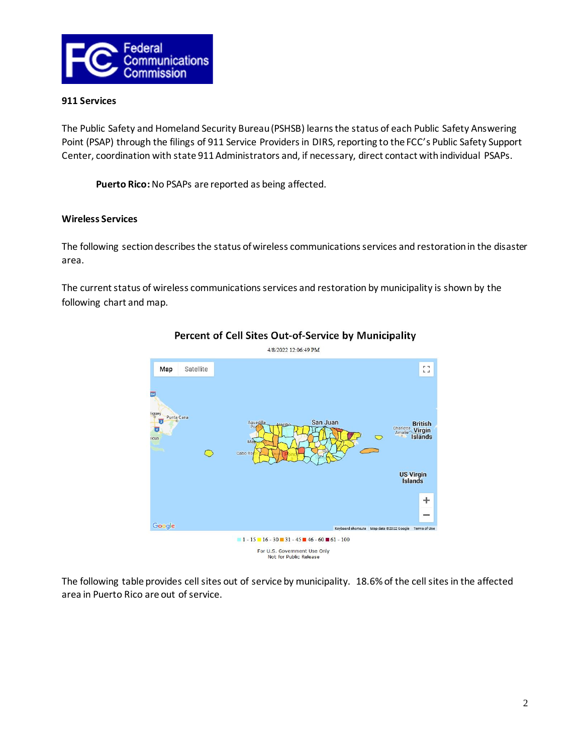### 911 Services

The Public Safety and Homeland Security Bureau (PSHSB) learns the status of each Public Safety Answering Point (PSAP) through the filings of 911 Service Providers in DIRS, reporting to the FCC's Public Safety Support Center, coordination with state 911 Administrators and, if necessary, direct contact with individual PSAPs.

> **Puerto Rico:** No PSAPs are reported as being affected.

### Wireless Services

The following section describes the status of wireless communications services and restoration in the disaster area.

The current status of wireless communications services and restoration by municipality is shown by the following chart and map.

**Percent of Cell Sites Out-of-Service by Municipality**

4/8/2022 12:06:49 PM

1 - 15 | 16 - 30 | 31 - 45 | 46 - 60 | 61 - 100

For U.S. Government Use Only
Not for Public Release

The following table provides cell sites out of service by municipality. 18.6% of the cell sites in the affected area in Puerto Rico are out of service.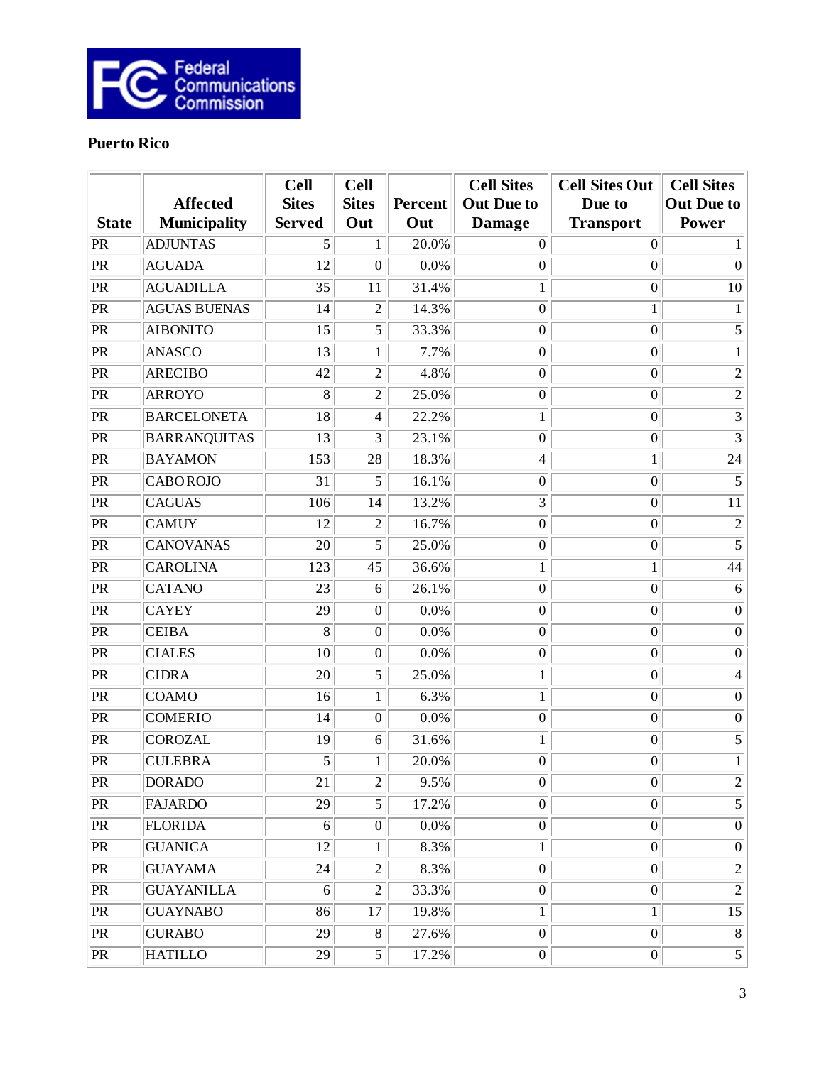## Puerto Rico

| State | Affected Municipality | Cell Sites Served | Cell Sites Out | Percent Out | Cell Sites Out Due to Damage | Cell Sites Out Due to Transport | Cell Sites Out Due to Power |
|---|---|---|---|---|---|---|---|
| PR | ADJUNTAS | 5 | 1 | 20.0% | 0 | 0 | 1 |
| PR | AGUADA | 12 | 0 | 0.0% | 0 | 0 | 0 |
| PR | AGUADILLA | 35 | 11 | 31.4% | 1 | 0 | 10 |
| PR | AGUAS BUENAS | 14 | 2 | 14.3% | 0 | 1 | 1 |
| PR | AIBONITO | 15 | 5 | 33.3% | 0 | 0 | 5 |
| PR | ANASCO | 13 | 1 | 7.7% | 0 | 0 | 1 |
| PR | ARECIBO | 42 | 2 | 4.8% | 0 | 0 | 2 |
| PR | ARROYO | 8 | 2 | 25.0% | 0 | 0 | 2 |
| PR | BARCELONETA | 18 | 4 | 22.2% | 1 | 0 | 3 |
| PR | BARRANQUITAS | 13 | 3 | 23.1% | 0 | 0 | 3 |
| PR | BAYAMON | 153 | 28 | 18.3% | 4 | 1 | 24 |
| PR | CABO ROJO | 31 | 5 | 16.1% | 0 | 0 | 5 |
| PR | CAGUAS | 106 | 14 | 13.2% | 3 | 0 | 11 |
| PR | CAMUY | 12 | 2 | 16.7% | 0 | 0 | 2 |
| PR | CANOVANAS | 20 | 5 | 25.0% | 0 | 0 | 5 |
| PR | CAROLINA | 123 | 45 | 36.6% | 1 | 1 | 44 |
| PR | CATANO | 23 | 6 | 26.1% | 0 | 0 | 6 |
| PR | CAYEY | 29 | 0 | 0.0% | 0 | 0 | 0 |
| PR | CEIBA | 8 | 0 | 0.0% | 0 | 0 | 0 |
| PR | CIALES | 10 | 0 | 0.0% | 0 | 0 | 0 |
| PR | CIDRA | 20 | 5 | 25.0% | 1 | 0 | 4 |
| PR | COAMO | 16 | 1 | 6.3% | 1 | 0 | 0 |
| PR | COMERIO | 14 | 0 | 0.0% | 0 | 0 | 0 |
| PR | COROZAL | 19 | 6 | 31.6% | 1 | 0 | 5 |
| PR | CULEBRA | 5 | 1 | 20.0% | 0 | 0 | 1 |
| PR | DORADO | 21 | 2 | 9.5% | 0 | 0 | 2 |
| PR | FAJARDO | 29 | 5 | 17.2% | 0 | 0 | 5 |
| PR | FLORIDA | 6 | 0 | 0.0% | 0 | 0 | 0 |
| PR | GUANICA | 12 | 1 | 8.3% | 1 | 0 | 0 |
| PR | GUAYAMA | 24 | 2 | 8.3% | 0 | 0 | 2 |
| PR | GUAYANILLA | 6 | 2 | 33.3% | 0 | 0 | 2 |
| PR | GUAYNABO | 86 | 17 | 19.8% | 1 | 1 | 15 |
| PR | GURABO | 29 | 8 | 27.6% | 0 | 0 | 8 |
| PR | HATILLO | 29 | 5 | 17.2% | 0 | 0 | 5 |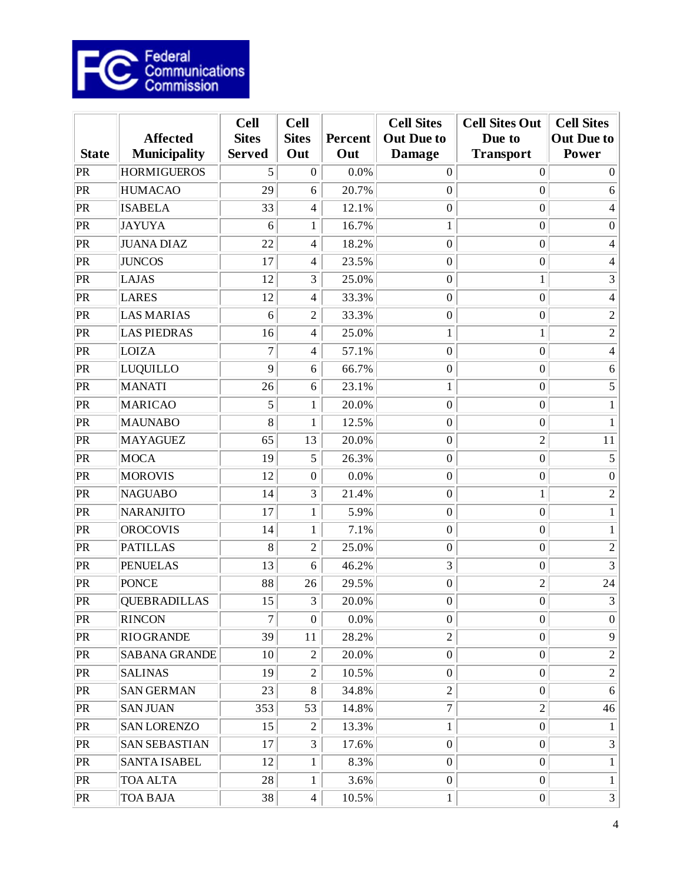| State | Affected Municipality | Cell Sites Served | Cell Sites Out | Percent Out | Cell Sites Out Due to Damage | Cell Sites Out Due to Transport | Cell Sites Out Due to Power |
|---|---|---|---|---|---|---|---|
| PR | HORMIGUEROS | 5 | 0 | 0.0% | 0 | 0 | 0 |
| PR | HUMACAO | 29 | 6 | 20.7% | 0 | 0 | 6 |
| PR | ISABELA | 33 | 4 | 12.1% | 0 | 0 | 4 |
| PR | JAYUYA | 6 | 1 | 16.7% | 1 | 0 | 0 |
| PR | JUANA DIAZ | 22 | 4 | 18.2% | 0 | 0 | 4 |
| PR | JUNCOS | 17 | 4 | 23.5% | 0 | 0 | 4 |
| PR | LAJAS | 12 | 3 | 25.0% | 0 | 1 | 3 |
| PR | LARES | 12 | 4 | 33.3% | 0 | 0 | 4 |
| PR | LAS MARIAS | 6 | 2 | 33.3% | 0 | 0 | 2 |
| PR | LAS PIEDRAS | 16 | 4 | 25.0% | 1 | 1 | 2 |
| PR | LOIZA | 7 | 4 | 57.1% | 0 | 0 | 4 |
| PR | LUQUILLO | 9 | 6 | 66.7% | 0 | 0 | 6 |
| PR | MANATI | 26 | 6 | 23.1% | 1 | 0 | 5 |
| PR | MARICAO | 5 | 1 | 20.0% | 0 | 0 | 1 |
| PR | MAUNABO | 8 | 1 | 12.5% | 0 | 0 | 1 |
| PR | MAYAGUEZ | 65 | 13 | 20.0% | 0 | 2 | 11 |
| PR | MOCA | 19 | 5 | 26.3% | 0 | 0 | 5 |
| PR | MOROVIS | 12 | 0 | 0.0% | 0 | 0 | 0 |
| PR | NAGUABO | 14 | 3 | 21.4% | 0 | 1 | 2 |
| PR | NARANJITO | 17 | 1 | 5.9% | 0 | 0 | 1 |
| PR | OROCOVIS | 14 | 1 | 7.1% | 0 | 0 | 1 |
| PR | PATILLAS | 8 | 2 | 25.0% | 0 | 0 | 2 |
| PR | PENUELAS | 13 | 6 | 46.2% | 3 | 0 | 3 |
| PR | PONCE | 88 | 26 | 29.5% | 0 | 2 | 24 |
| PR | QUEBRADILLAS | 15 | 3 | 20.0% | 0 | 0 | 3 |
| PR | RINCON | 7 | 0 | 0.0% | 0 | 0 | 0 |
| PR | RIO GRANDE | 39 | 11 | 28.2% | 2 | 0 | 9 |
| PR | SABANA GRANDE | 10 | 2 | 20.0% | 0 | 0 | 2 |
| PR | SALINAS | 19 | 2 | 10.5% | 0 | 0 | 2 |
| PR | SAN GERMAN | 23 | 8 | 34.8% | 2 | 0 | 6 |
| PR | SAN JUAN | 353 | 53 | 14.8% | 7 | 2 | 46 |
| PR | SAN LORENZO | 15 | 2 | 13.3% | 1 | 0 | 1 |
| PR | SAN SEBASTIAN | 17 | 3 | 17.6% | 0 | 0 | 3 |
| PR | SANTA ISABEL | 12 | 1 | 8.3% | 0 | 0 | 1 |
| PR | TOA ALTA | 28 | 1 | 3.6% | 0 | 0 | 1 |
| PR | TOA BAJA | 38 | 4 | 10.5% | 1 | 0 | 3 |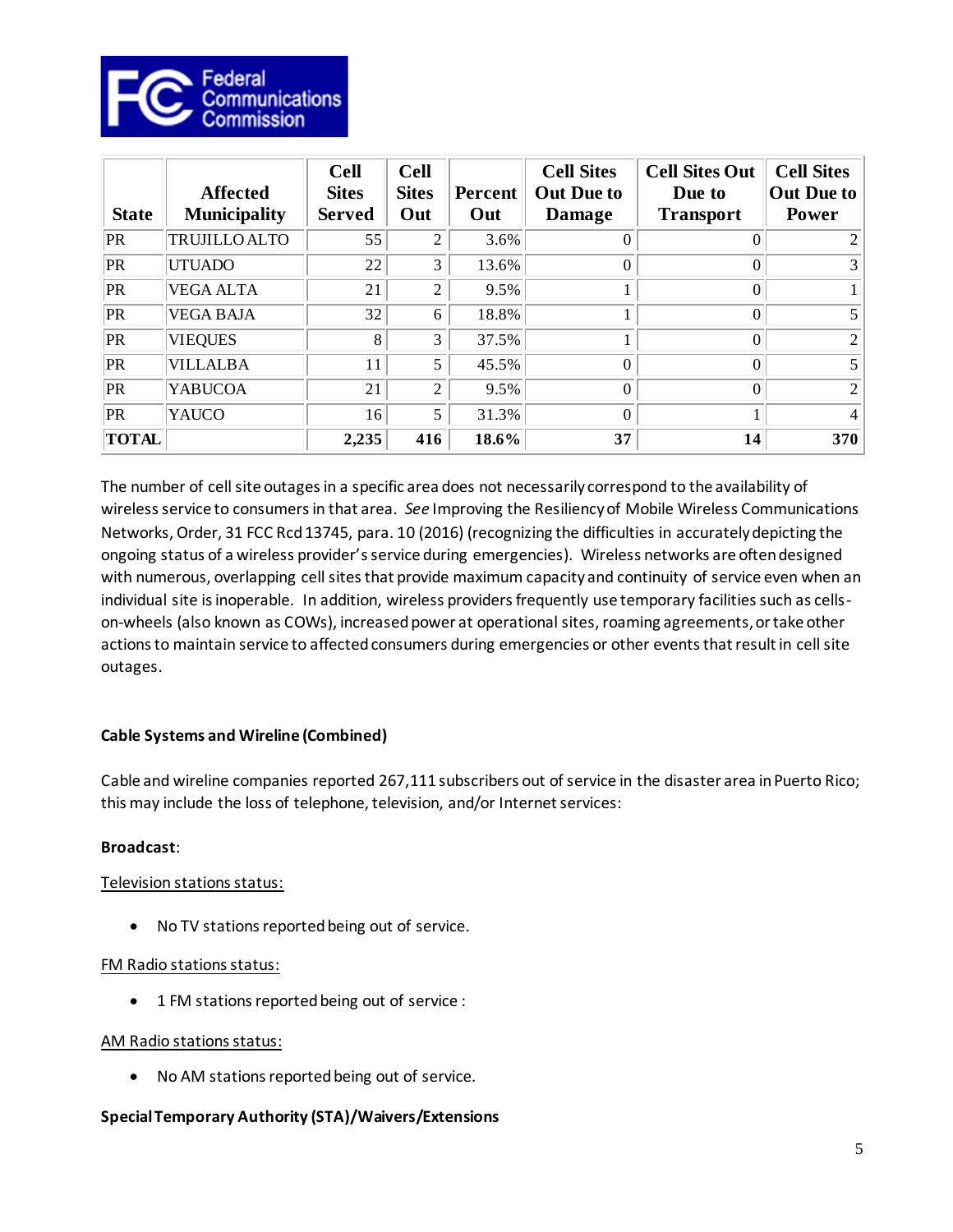| State | Affected Municipality | Cell Sites Served | Cell Sites Out | Percent Out | Cell Sites Out Due to Damage | Cell Sites Out Due to Transport | Cell Sites Out Due to Power |
|---|---|---|---|---|---|---|---|
| PR | TRUJILLO ALTO | 55 | 2 | 3.6% | 0 | 0 | 2 |
| PR | UTUADO | 22 | 3 | 13.6% | 0 | 0 | 3 |
| PR | VEGA ALTA | 21 | 2 | 9.5% | 1 | 0 | 1 |
| PR | VEGA BAJA | 32 | 6 | 18.8% | 1 | 0 | 5 |
| PR | VIEQUES | 8 | 3 | 37.5% | 1 | 0 | 2 |
| PR | VILLALBA | 11 | 5 | 45.5% | 0 | 0 | 5 |
| PR | YABUCOA | 21 | 2 | 9.5% | 0 | 0 | 2 |
| PR | YAUCO | 16 | 5 | 31.3% | 0 | 1 | 4 |
| **TOTAL** | | **2,235** | **416** | **18.6%** | **37** | **14** | **370** |

The number of cell site outages in a specific area does not necessarily correspond to the availability of wireless service to consumers in that area. *See* Improving the Resiliency of Mobile Wireless Communications Networks, Order, 31 FCC Rcd 13745, para. 10 (2016) (recognizing the difficulties in accurately depicting the ongoing status of a wireless provider's service during emergencies). Wireless networks are often designed with numerous, overlapping cell sites that provide maximum capacity and continuity of service even when an individual site is inoperable. In addition, wireless providers frequently use temporary facilities such as cells-on-wheels (also known as COWs), increased power at operational sites, roaming agreements, or take other actions to maintain service to affected consumers during emergencies or other events that result in cell site outages.

**Cable Systems and Wireline (Combined)**

Cable and wireline companies reported 267,111 subscribers out of service in the disaster area in Puerto Rico; this may include the loss of telephone, television, and/or Internet services:

**Broadcast**:

Television stations status:

- No TV stations reported being out of service.

FM Radio stations status:

- 1 FM stations reported being out of service :

AM Radio stations status:

- No AM stations reported being out of service.

**Special Temporary Authority (STA)/Waivers/Extensions**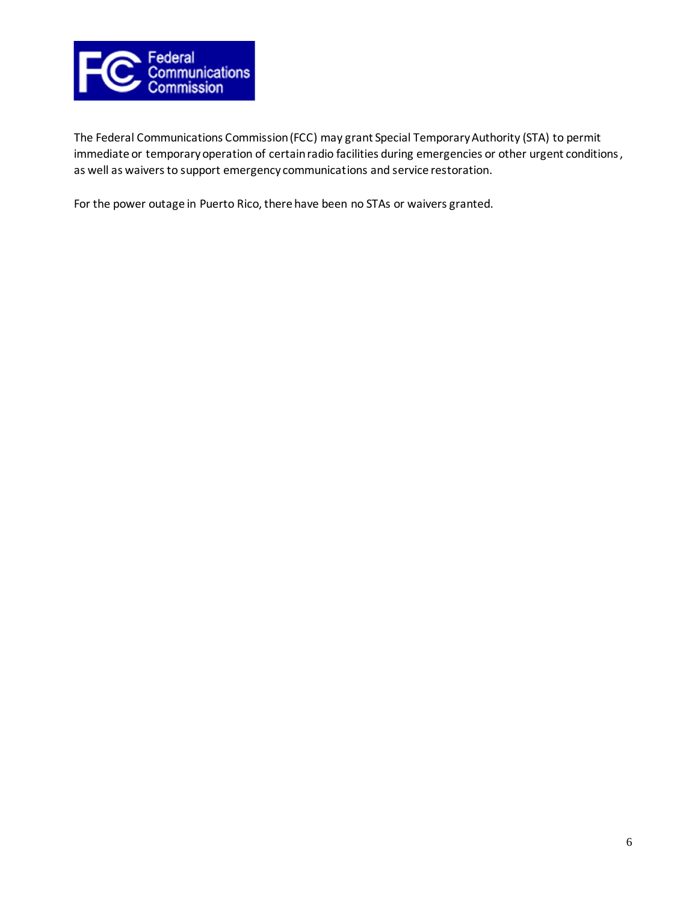Federal Communications Commission

The Federal Communications Commission (FCC) may grant Special Temporary Authority (STA) to permit immediate or temporary operation of certain radio facilities during emergencies or other urgent conditions, as well as waivers to support emergency communications and service restoration.

For the power outage in Puerto Rico, there have been no STAs or waivers granted.